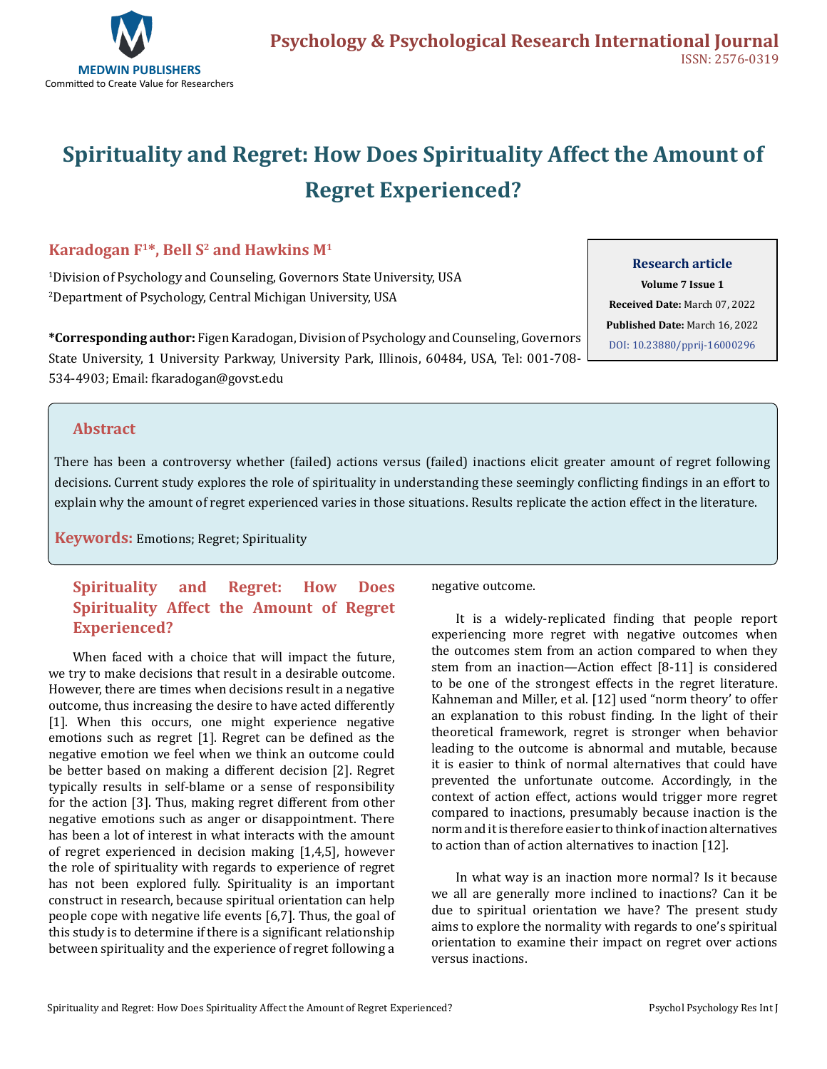# Spirituality and Regret: How Does Spirituality Affect the Amount of Regret Experienced?

**Karadogan F[1]*, Bell S[2] and Hawkins M[1]**

[1]Division of Psychology and Counseling, Governors State University, USA

[2]Department of Psychology, Central Michigan University, USA

**\*Corresponding author:** Figen Karadogan, Division of Psychology and Counseling, Governors State University, 1 University Parkway, University Park, Illinois, 60484, USA, Tel: 001-708-534-4903; Email: fkaradogan@govst.edu

**Research article**

**Volume 7 Issue 1**

**Received Date:** March 07, 2022

**Published Date:** March 16, 2022

DOI: 10.23880/pprij-16000296

## Abstract

There has been a controversy whether (failed) actions versus (failed) inactions elicit greater amount of regret following decisions. Current study explores the role of spirituality in understanding these seemingly conflicting findings in an effort to explain why the amount of regret experienced varies in those situations. Results replicate the action effect in the literature.

**Keywords:** Emotions; Regret; Spirituality

## Spirituality and Regret: How Does Spirituality Affect the Amount of Regret Experienced?

When faced with a choice that will impact the future, we try to make decisions that result in a desirable outcome. However, there are times when decisions result in a negative outcome, thus increasing the desire to have acted differently [1]. When this occurs, one might experience negative emotions such as regret [1]. Regret can be defined as the negative emotion we feel when we think an outcome could be better based on making a different decision [2]. Regret typically results in self-blame or a sense of responsibility for the action [3]. Thus, making regret different from other negative emotions such as anger or disappointment. There has been a lot of interest in what interacts with the amount of regret experienced in decision making [1,4,5], however the role of spirituality with regards to experience of regret has not been explored fully. Spirituality is an important construct in research, because spiritual orientation can help people cope with negative life events [6,7]. Thus, the goal of this study is to determine if there is a significant relationship between spirituality and the experience of regret following a negative outcome.

It is a widely-replicated finding that people report experiencing more regret with negative outcomes when the outcomes stem from an action compared to when they stem from an inaction—Action effect [8-11] is considered to be one of the strongest effects in the regret literature. Kahneman and Miller, et al. [12] used "norm theory' to offer an explanation to this robust finding. In the light of their theoretical framework, regret is stronger when behavior leading to the outcome is abnormal and mutable, because it is easier to think of normal alternatives that could have prevented the unfortunate outcome. Accordingly, in the context of action effect, actions would trigger more regret compared to inactions, presumably because inaction is the norm and it is therefore easier to think of inaction alternatives to action than of action alternatives to inaction [12].

In what way is an inaction more normal? Is it because we all are generally more inclined to inactions? Can it be due to spiritual orientation we have? The present study aims to explore the normality with regards to one's spiritual orientation to examine their impact on regret over actions versus inactions.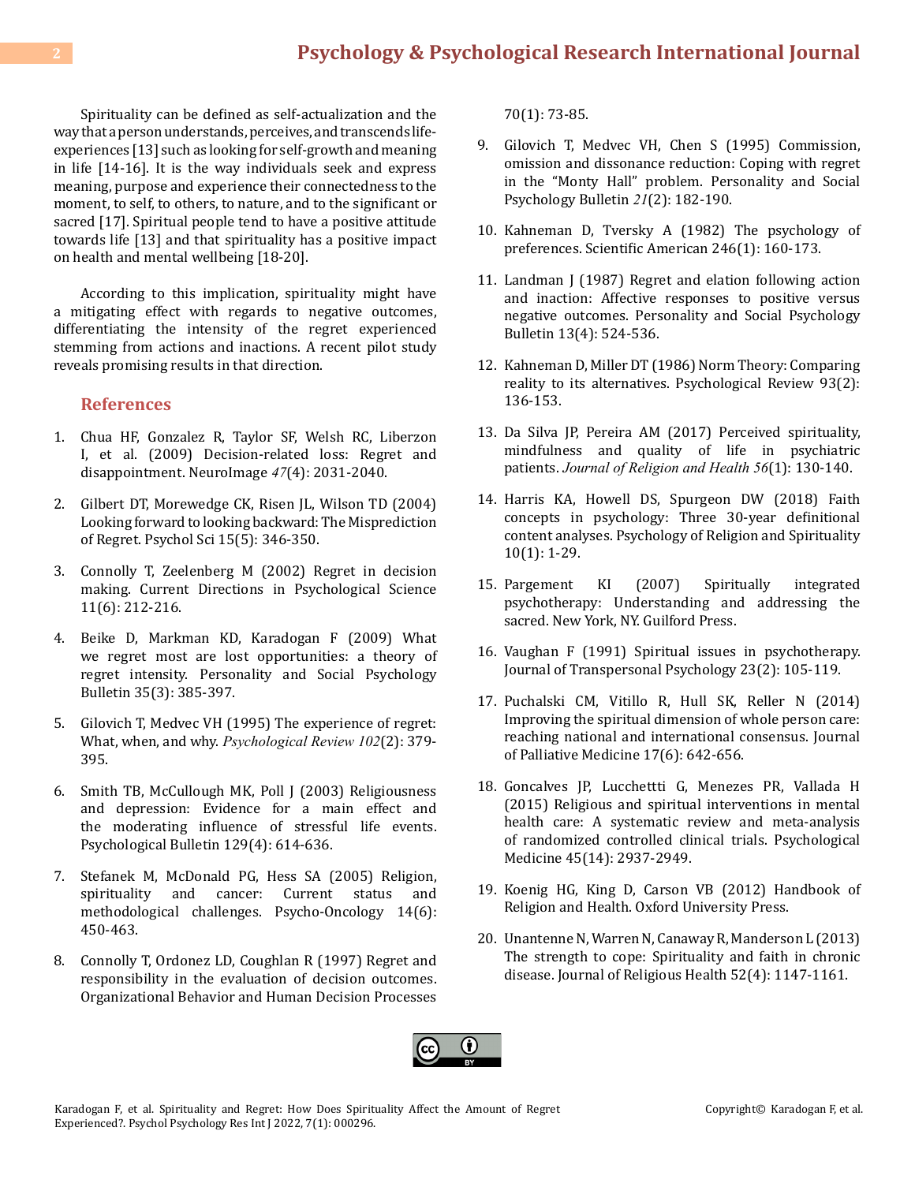Spirituality can be defined as self-actualization and the way that a person understands, perceives, and transcends life-experiences [13] such as looking for self-growth and meaning in life [14-16]. It is the way individuals seek and express meaning, purpose and experience their connectedness to the moment, to self, to others, to nature, and to the significant or sacred [17]. Spiritual people tend to have a positive attitude towards life [13] and that spirituality has a positive impact on health and mental wellbeing [18-20].

According to this implication, spirituality might have a mitigating effect with regards to negative outcomes, differentiating the intensity of the regret experienced stemming from actions and inactions. A recent pilot study reveals promising results in that direction.

## References

1. Chua HF, Gonzalez R, Taylor SF, Welsh RC, Liberzon I, et al. (2009) Decision-related loss: Regret and disappointment. NeuroImage *47*(4): 2031-2040.
2. Gilbert DT, Morewedge CK, Risen JL, Wilson TD (2004) Looking forward to looking backward: The Misprediction of Regret. Psychol Sci 15(5): 346-350.
3. Connolly T, Zeelenberg M (2002) Regret in decision making. Current Directions in Psychological Science 11(6): 212-216.
4. Beike D, Markman KD, Karadogan F (2009) What we regret most are lost opportunities: a theory of regret intensity. Personality and Social Psychology Bulletin 35(3): 385-397.
5. Gilovich T, Medvec VH (1995) The experience of regret: What, when, and why. *Psychological Review 102*(2): 379-395.
6. Smith TB, McCullough MK, Poll J (2003) Religiousness and depression: Evidence for a main effect and the moderating influence of stressful life events. Psychological Bulletin 129(4): 614-636.
7. Stefanek M, McDonald PG, Hess SA (2005) Religion, spirituality and cancer: Current status and methodological challenges. Psycho-Oncology 14(6): 450-463.
8. Connolly T, Ordonez LD, Coughlan R (1997) Regret and responsibility in the evaluation of decision outcomes. Organizational Behavior and Human Decision Processes 70(1): 73-85.
9. Gilovich T, Medvec VH, Chen S (1995) Commission, omission and dissonance reduction: Coping with regret in the "Monty Hall" problem. Personality and Social Psychology Bulletin *21*(2): 182-190.
10. Kahneman D, Tversky A (1982) The psychology of preferences. Scientific American 246(1): 160-173.
11. Landman J (1987) Regret and elation following action and inaction: Affective responses to positive versus negative outcomes. Personality and Social Psychology Bulletin 13(4): 524-536.
12. Kahneman D, Miller DT (1986) Norm Theory: Comparing reality to its alternatives. Psychological Review 93(2): 136-153.
13. Da Silva JP, Pereira AM (2017) Perceived spirituality, mindfulness and quality of life in psychiatric patients. *Journal of Religion and Health 56*(1): 130-140.
14. Harris KA, Howell DS, Spurgeon DW (2018) Faith concepts in psychology: Three 30-year definitional content analyses. Psychology of Religion and Spirituality 10(1): 1-29.
15. Pargement KI (2007) Spiritually integrated psychotherapy: Understanding and addressing the sacred. New York, NY. Guilford Press.
16. Vaughan F (1991) Spiritual issues in psychotherapy. Journal of Transpersonal Psychology 23(2): 105-119.
17. Puchalski CM, Vitillo R, Hull SK, Reller N (2014) Improving the spiritual dimension of whole person care: reaching national and international consensus. Journal of Palliative Medicine 17(6): 642-656.
18. Goncalves JP, Lucchetti G, Menezes PR, Vallada H (2015) Religious and spiritual interventions in mental health care: A systematic review and meta-analysis of randomized controlled clinical trials. Psychological Medicine 45(14): 2937-2949.
19. Koenig HG, King D, Carson VB (2012) Handbook of Religion and Health. Oxford University Press.
20. Unantenne N, Warren N, Canaway R, Manderson L (2013) The strength to cope: Spirituality and faith in chronic disease. Journal of Religious Health 52(4): 1147-1161.